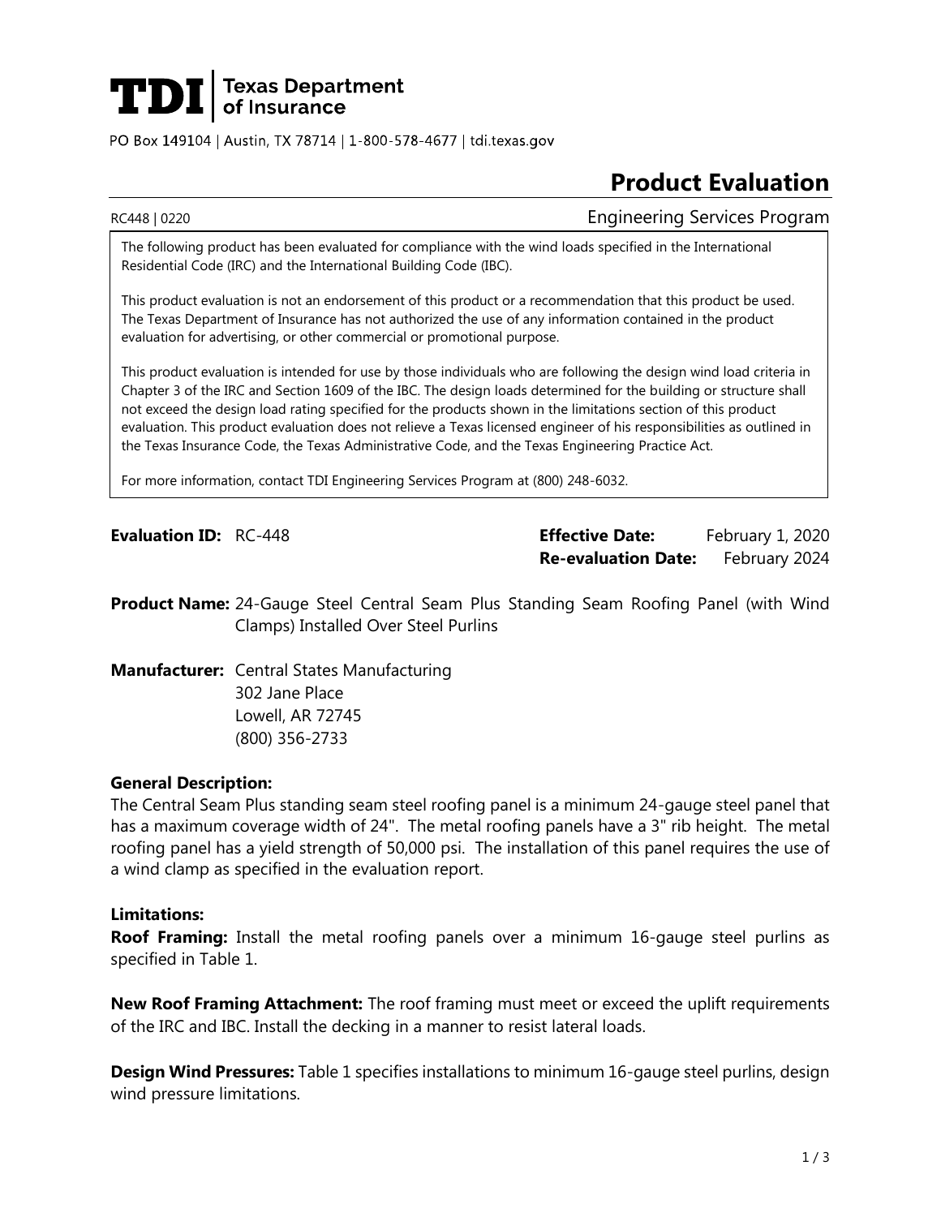**TDI** | Texas Department of Insurance

PO Box 149104 | Austin, TX 78714 | 1-800-578-4677 | tdi.texas.gov

# Product Evaluation

RC448 | 0220 Engineering Services Program

The following product has been evaluated for compliance with the wind loads specified in the International Residential Code (IRC) and the International Building Code (IBC).

This product evaluation is not an endorsement of this product or a recommendation that this product be used. The Texas Department of Insurance has not authorized the use of any information contained in the product evaluation for advertising, or other commercial or promotional purpose.

This product evaluation is intended for use by those individuals who are following the design wind load criteria in Chapter 3 of the IRC and Section 1609 of the IBC. The design loads determined for the building or structure shall not exceed the design load rating specified for the products shown in the limitations section of this product evaluation. This product evaluation does not relieve a Texas licensed engineer of his responsibilities as outlined in the Texas Insurance Code, the Texas Administrative Code, and the Texas Engineering Practice Act.

For more information, contact TDI Engineering Services Program at (800) 248-6032.

**Evaluation ID:** RC-448

**Effective Date:** February 1, 2020

**Re-evaluation Date:** February 2024

**Product Name:** 24-Gauge Steel Central Seam Plus Standing Seam Roofing Panel (with Wind Clamps) Installed Over Steel Purlins

**Manufacturer:** Central States Manufacturing
302 Jane Place
Lowell, AR 72745
(800) 356-2733

**General Description:**

The Central Seam Plus standing seam steel roofing panel is a minimum 24-gauge steel panel that has a maximum coverage width of 24". The metal roofing panels have a 3" rib height. The metal roofing panel has a yield strength of 50,000 psi. The installation of this panel requires the use of a wind clamp as specified in the evaluation report.

**Limitations:**

**Roof Framing:** Install the metal roofing panels over a minimum 16-gauge steel purlins as specified in Table 1.

**New Roof Framing Attachment:** The roof framing must meet or exceed the uplift requirements of the IRC and IBC. Install the decking in a manner to resist lateral loads.

**Design Wind Pressures:** Table 1 specifies installations to minimum 16-gauge steel purlins, design wind pressure limitations.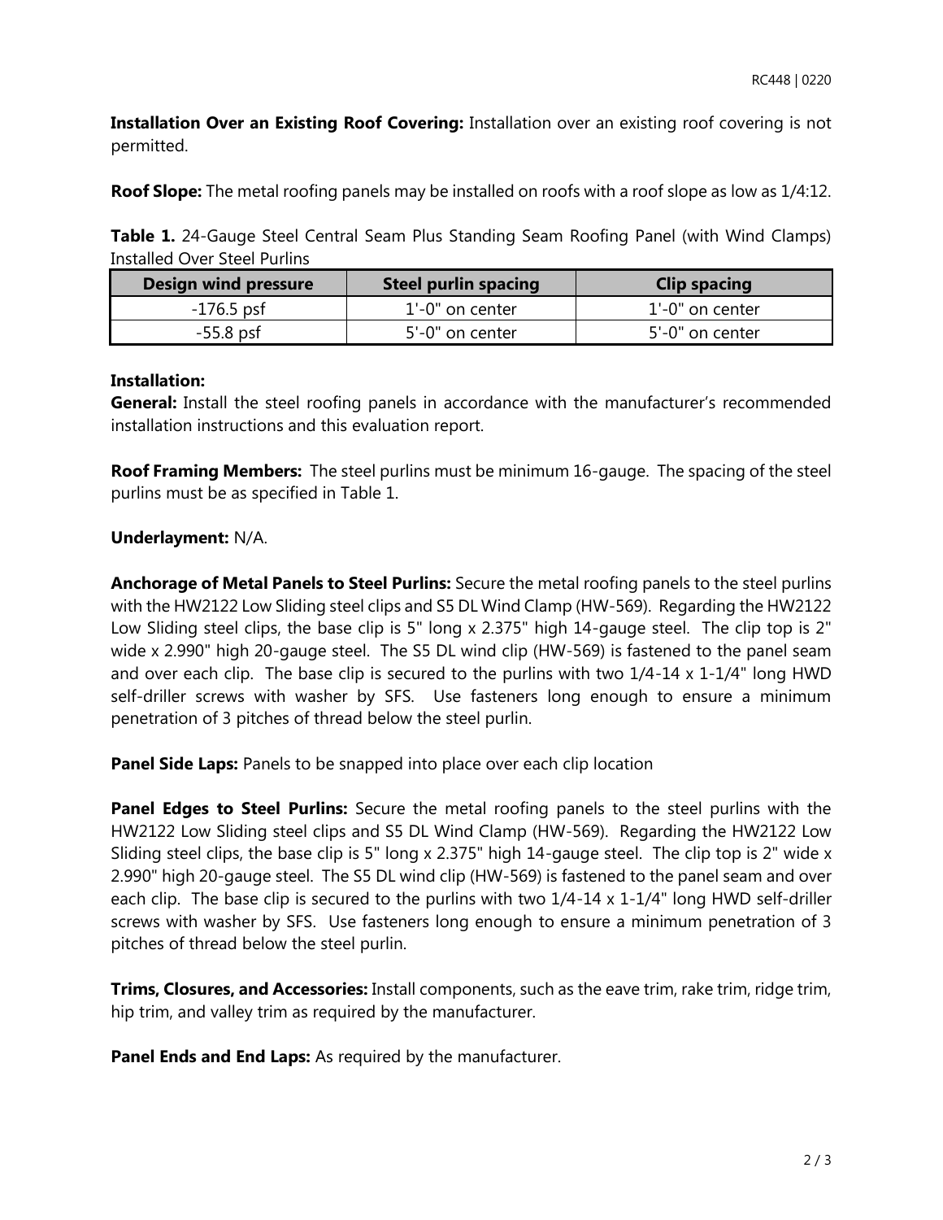**Installation Over an Existing Roof Covering:** Installation over an existing roof covering is not permitted.

**Roof Slope:** The metal roofing panels may be installed on roofs with a roof slope as low as 1/4:12.

**Table 1.** 24-Gauge Steel Central Seam Plus Standing Seam Roofing Panel (with Wind Clamps) Installed Over Steel Purlins

| Design wind pressure | Steel purlin spacing | Clip spacing |
|---|---|---|
| -176.5 psf | 1'-0" on center | 1'-0" on center |
| -55.8 psf | 5'-0" on center | 5'-0" on center |

**Installation:**

**General:** Install the steel roofing panels in accordance with the manufacturer's recommended installation instructions and this evaluation report.

**Roof Framing Members:** The steel purlins must be minimum 16-gauge. The spacing of the steel purlins must be as specified in Table 1.

**Underlayment:** N/A.

**Anchorage of Metal Panels to Steel Purlins:** Secure the metal roofing panels to the steel purlins with the HW2122 Low Sliding steel clips and S5 DL Wind Clamp (HW-569). Regarding the HW2122 Low Sliding steel clips, the base clip is 5" long x 2.375" high 14-gauge steel. The clip top is 2" wide x 2.990" high 20-gauge steel. The S5 DL wind clip (HW-569) is fastened to the panel seam and over each clip. The base clip is secured to the purlins with two 1/4-14 x 1-1/4" long HWD self-driller screws with washer by SFS. Use fasteners long enough to ensure a minimum penetration of 3 pitches of thread below the steel purlin.

**Panel Side Laps:** Panels to be snapped into place over each clip location

**Panel Edges to Steel Purlins:** Secure the metal roofing panels to the steel purlins with the HW2122 Low Sliding steel clips and S5 DL Wind Clamp (HW-569). Regarding the HW2122 Low Sliding steel clips, the base clip is 5" long x 2.375" high 14-gauge steel. The clip top is 2" wide x 2.990" high 20-gauge steel. The S5 DL wind clip (HW-569) is fastened to the panel seam and over each clip. The base clip is secured to the purlins with two 1/4-14 x 1-1/4" long HWD self-driller screws with washer by SFS. Use fasteners long enough to ensure a minimum penetration of 3 pitches of thread below the steel purlin.

**Trims, Closures, and Accessories:** Install components, such as the eave trim, rake trim, ridge trim, hip trim, and valley trim as required by the manufacturer.

**Panel Ends and End Laps:** As required by the manufacturer.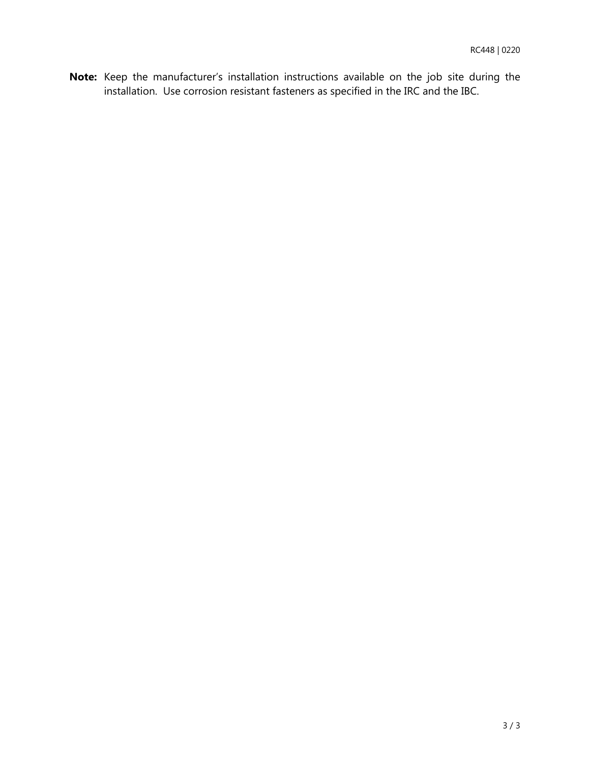**Note:** Keep the manufacturer's installation instructions available on the job site during the installation. Use corrosion resistant fasteners as specified in the IRC and the IBC.